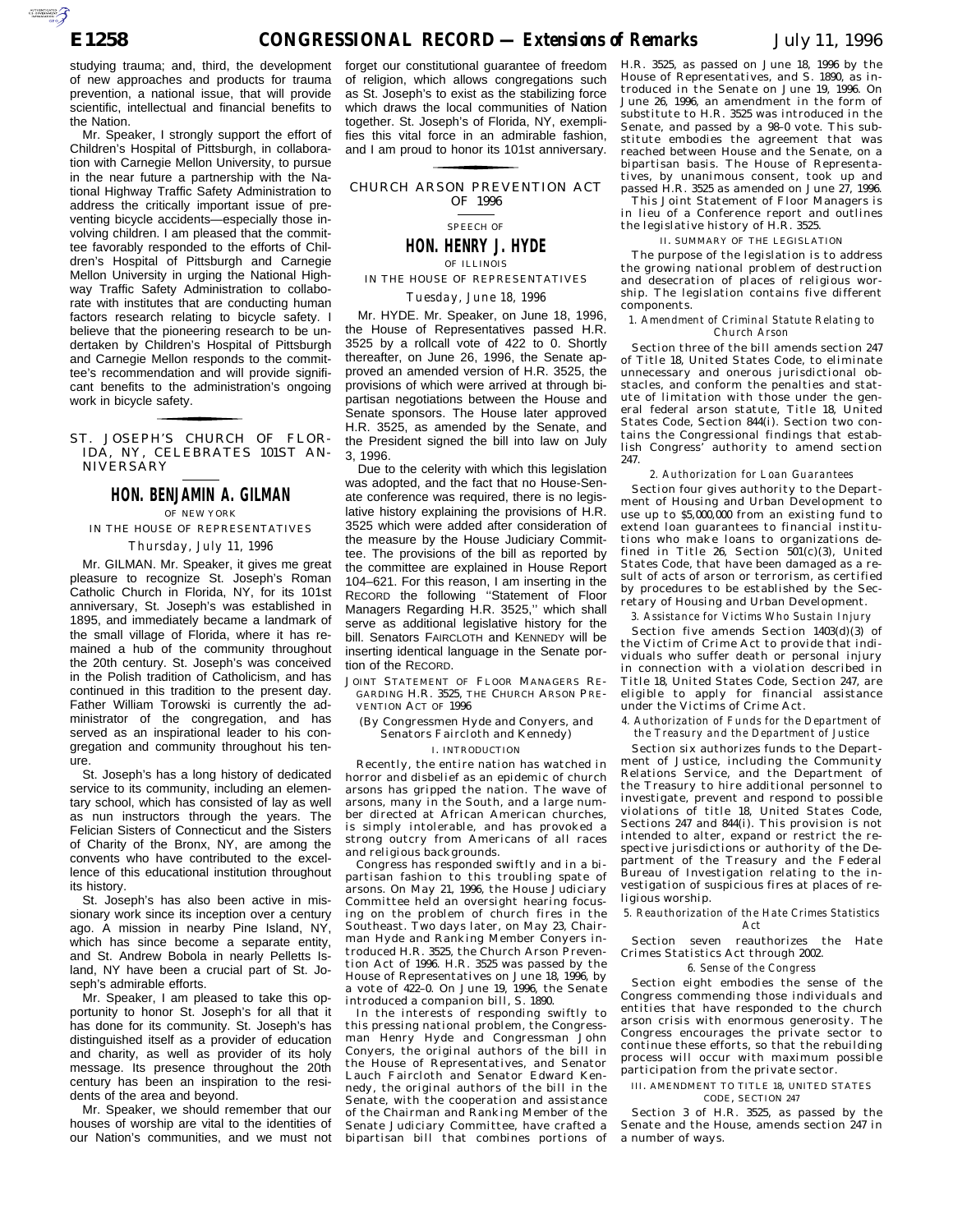studying trauma; and, third, the development of new approaches and products for trauma prevention, a national issue, that will provide scientific, intellectual and financial benefits to the Nation.

Mr. Speaker, I strongly support the effort of Children's Hospital of Pittsburgh, in collaboration with Carnegie Mellon University, to pursue in the near future a partnership with the National Highway Traffic Safety Administration to address the critically important issue of preventing bicycle accidents—especially those involving children. I am pleased that the committee favorably responded to the efforts of Children's Hospital of Pittsburgh and Carnegie Mellon University in urging the National Highway Traffic Safety Administration to collaborate with institutes that are conducting human factors research relating to bicycle safety. I believe that the pioneering research to be undertaken by Children's Hospital of Pittsburgh and Carnegie Mellon responds to the committee's recommendation and will provide significant benefits to the administration's ongoing work in bicycle safety.

## ST. JOSEPH'S CHURCH OF FLORIDA, NY, CELEBRATES 101ST ANNIVERSARY

### HON. BENJAMIN A. GILMAN

OF NEW YORK

IN THE HOUSE OF REPRESENTATIVES

*Thursday, July 11, 1996*

Mr. GILMAN. Mr. Speaker, it gives me great pleasure to recognize St. Joseph's Roman Catholic Church in Florida, NY, for its 101st anniversary, St. Joseph's was established in 1895, and immediately became a landmark of the small village of Florida, where it has remained a hub of the community throughout the 20th century. St. Joseph's was conceived in the Polish tradition of Catholicism, and has continued in this tradition to the present day. Father William Torowski is currently the administrator of the congregation, and has served as an inspirational leader to his congregation and community throughout his tenure.

St. Joseph's has a long history of dedicated service to its community, including an elementary school, which has consisted of lay as well as nun instructors through the years. The Felician Sisters of Connecticut and the Sisters of Charity of the Bronx, NY, are among the convents who have contributed to the excellence of this educational institution throughout its history.

St. Joseph's has also been active in missionary work since its inception over a century ago. A mission in nearby Pine Island, NY, which has since become a separate entity, and St. Andrew Bobola in nearly Pelletts Island, NY have been a crucial part of St. Joseph's admirable efforts.

Mr. Speaker, I am pleased to take this opportunity to honor St. Joseph's for all that it has done for its community. St. Joseph's has distinguished itself as a provider of education and charity, as well as provider of its holy message. Its presence throughout the 20th century has been an inspiration to the residents of the area and beyond.

Mr. Speaker, we should remember that our houses of worship are vital to the identities of our Nation's communities, and we must not forget our constitutional guarantee of freedom of religion, which allows congregations such as St. Joseph's to exist as the stabilizing force which draws the local communities of Nation together. St. Joseph's of Florida, NY, exemplifies this vital force in an admirable fashion, and I am proud to honor its 101st anniversary.

## CHURCH ARSON PREVENTION ACT OF 1996

SPEECH OF

### HON. HENRY J. HYDE

OF ILLINOIS

IN THE HOUSE OF REPRESENTATIVES

*Tuesday, June 18, 1996*

Mr. HYDE. Mr. Speaker, on June 18, 1996, the House of Representatives passed H.R. 3525 by a rollcall vote of 422 to 0. Shortly thereafter, on June 26, 1996, the Senate approved an amended version of H.R. 3525, the provisions of which were arrived at through bipartisan negotiations between the House and Senate sponsors. The House later approved H.R. 3525, as amended by the Senate, and the President signed the bill into law on July 3, 1996.

Due to the celerity with which this legislation was adopted, and the fact that no House-Senate conference was required, there is no legislative history explaining the provisions of H.R. 3525 which were added after consideration of the measure by the House Judiciary Committee. The provisions of the bill as reported by the committee are explained in House Report 104–621. For this reason, I am inserting in the RECORD the following "Statement of Floor Managers Regarding H.R. 3525," which shall serve as additional legislative history for the bill. Senators FAIRCLOTH and KENNEDY will be inserting identical language in the Senate portion of the RECORD.

JOINT STATEMENT OF FLOOR MANAGERS REGARDING H.R. 3525, THE CHURCH ARSON PREVENTION ACT OF 1996

(By Congressmen Hyde and Conyers, and Senators Faircloth and Kennedy)

I. INTRODUCTION

Recently, the entire nation has watched in horror and disbelief as an epidemic of church arsons has gripped the nation. The wave of arsons, many in the South, and a large number directed at African American churches, is simply intolerable, and has provoked a strong outcry from Americans of all races and religious backgrounds.

Congress has responded swiftly and in a bipartisan fashion to this troubling spate of arsons. On May 21, 1996, the House Judiciary Committee held an oversight hearing focusing on the problem of church fires in the Southeast. Two days later, on May 23, Chairman Hyde and Ranking Member Conyers introduced H.R. 3525, the Church Arson Prevention Act of 1996. H.R. 3525 was passed by the House of Representatives on June 18, 1996, by a vote of 422–0. On June 19, 1996, the Senate introduced a companion bill, S. 1890.

In the interests of responding swiftly to this pressing national problem, the Congressman Henry Hyde and Congressman John Conyers, the original authors of the bill in the House of Representatives, and Senator Lauch Faircloth and Senator Edward Kennedy, the original authors of the bill in the Senate, with the cooperation and assistance of the Chairman and Ranking Member of the Senate Judiciary Committee, have crafted a bipartisan bill that combines portions of H.R. 3525, as passed on June 18, 1996 by the House of Representatives, and S. 1890, as introduced in the Senate on June 19, 1996. On June 26, 1996, an amendment in the form of substitute to H.R. 3525 was introduced in the Senate, and passed by a 98–0 vote. This substitute embodies the agreement that was reached between House and the Senate, on a bipartisan basis. The House of Representatives, by unanimous consent, took up and passed H.R. 3525 as amended on June 27, 1996.

This Joint Statement of Floor Managers is in lieu of a Conference report and outlines the legislative history of H.R. 3525.

II. SUMMARY OF THE LEGISLATION

The purpose of the legislation is to address the growing national problem of destruction and desecration of places of religious worship. The legislation contains five different components.

*1. Amendment of Criminal Statute Relating to Church Arson*

Section three of the bill amends section 247 of Title 18, United States Code, to eliminate unnecessary and onerous jurisdictional obstacles, and conform the penalties and statute of limitation with those under the general federal arson statute, Title 18, United States Code, Section 844(i). Section two contains the Congressional findings that establish Congress' authority to amend section 247.

*2. Authorization for Loan Guarantees*

Section four gives authority to the Department of Housing and Urban Development to use up to $5,000,000 from an existing fund to extend loan guarantees to financial institutions who make loans to organizations defined in Title 26, Section 501(c)(3), United States Code, that have been damaged as a result of acts of arson or terrorism, as certified by procedures to be established by the Secretary of Housing and Urban Development.

*3. Assistance for Victims Who Sustain Injury*

Section five amends Section 1403(d)(3) of the Victim of Crime Act to provide that individuals who suffer death or personal injury in connection with a violation described in Title 18, United States Code, Section 247, are eligible to apply for financial assistance under the Victims of Crime Act.

*4. Authorization of Funds for the Department of the Treasury and the Department of Justice*

Section six authorizes funds to the Department of Justice, including the Community Relations Service, and the Department of the Treasury to hire additional personnel to investigate, prevent and respond to possible violations of title 18, United States Code, Sections 247 and 844(i). This provision is not intended to alter, expand or restrict the respective jurisdictions or authority of the Department of the Treasury and the Federal Bureau of Investigation relating to the investigation of suspicious fires at places of religious worship.

*5. Reauthorization of the Hate Crimes Statistics Act*

Section seven reauthorizes the Hate Crimes Statistics Act through 2002.

*6. Sense of the Congress*

Section eight embodies the sense of the Congress commending those individuals and entities that have responded to the church arson crisis with enormous generosity. The Congress encourages the private sector to continue these efforts, so that the rebuilding process will occur with maximum possible participation from the private sector.

III. AMENDMENT TO TITLE 18, UNITED STATES CODE, SECTION 247

Section 3 of H.R. 3525, as passed by the Senate and the House, amends section 247 in a number of ways.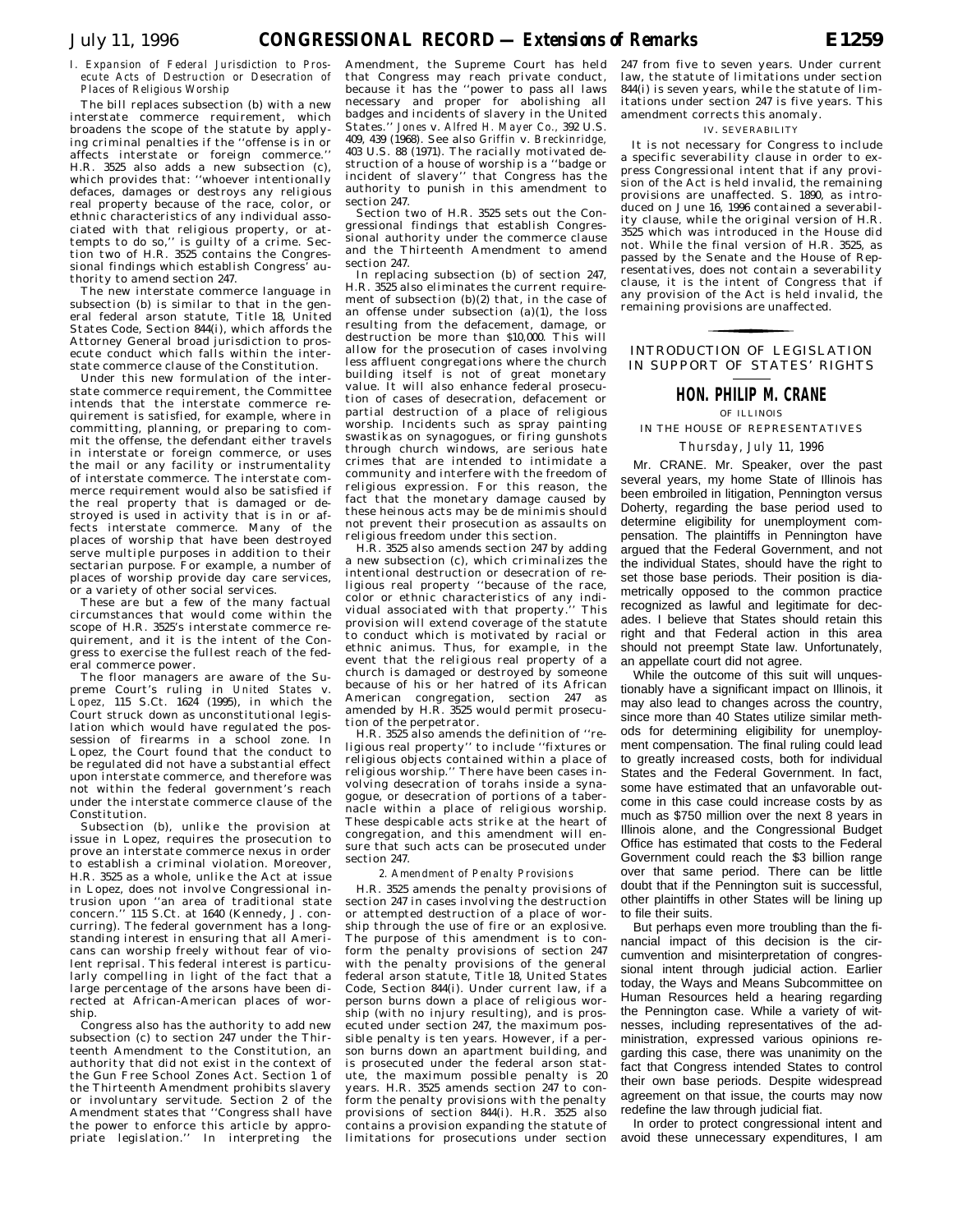*I. Expansion of Federal Jurisdiction to Prosecute Acts of Destruction or Desecration of Places of Religious Worship*

The bill replaces subsection (b) with a new interstate commerce requirement, which broadens the scope of the statute by applying criminal penalties if the ''offense is in or affects interstate or foreign commerce.'' H.R. 3525 also adds a new subsection (c), which provides that: ''whoever intentionally defaces, damages or destroys any religious real property because of the race, color, or ethnic characteristics of any individual associated with that religious property, or attempts to do so,'' is guilty of a crime. Section two of H.R. 3525 contains the Congressional findings which establish Congress' authority to amend section 247.

The new interstate commerce language in subsection (b) is similar to that in the general federal arson statute, Title 18, United States Code, Section 844(i), which affords the Attorney General broad jurisdiction to prosecute conduct which falls within the interstate commerce clause of the Constitution.

Under this new formulation of the interstate commerce requirement, the Committee intends that the interstate commerce requirement is satisfied, for example, where in committing, planning, or preparing to commit the offense, the defendant either travels in interstate or foreign commerce, or uses the mail or any facility or instrumentality of interstate commerce. The interstate commerce requirement would also be satisfied if the real property that is damaged or destroyed is used in activity that is in or affects interstate commerce. Many of the places of worship that have been destroyed serve multiple purposes in addition to their sectarian purpose. For example, a number of places of worship provide day care services, or a variety of other social services.

These are but a few of the many factual circumstances that would come within the scope of H.R. 3525's interstate commerce requirement, and it is the intent of the Congress to exercise the fullest reach of the federal commerce power.

The floor managers are aware of the Supreme Court's ruling in *United States* v. *Lopez,* 115 S.Ct. 1624 (1995), in which the Court struck down as unconstitutional legislation which would have regulated the possession of firearms in a school zone. In Lopez, the Court found that the conduct to be regulated did not have a substantial effect upon interstate commerce, and therefore was not within the federal government's reach under the interstate commerce clause of the Constitution.

Subsection (b), unlike the provision at issue in Lopez, requires the prosecution to prove an interstate commerce nexus in order to establish a criminal violation. Moreover, H.R. 3525 as a whole, unlike the Act at issue in Lopez, does not involve Congressional intrusion upon ''an area of traditional state concern.'' 115 S.Ct. at 1640 (Kennedy, J. concurring). The federal government has a longstanding interest in ensuring that all Americans can worship freely without fear of violent reprisal. This federal interest is particularly compelling in light of the fact that a large percentage of the arsons have been directed at African-American places of worship.

Congress also has the authority to add new subsection (c) to section 247 under the Thirteenth Amendment to the Constitution, an authority that did not exist in the context of the Gun Free School Zones Act. Section 1 of the Thirteenth Amendment prohibits slavery or involuntary servitude. Section 2 of the Amendment states that ''Congress shall have the power to enforce this article by appropriate legislation.'' In interpreting the Amendment, the Supreme Court has held that Congress may reach private conduct, because it has the ''power to pass all laws necessary and proper for abolishing all badges and incidents of slavery in the United States.'' *Jones* v. *Alfred H. Mayer Co.,* 392 U.S. 409, 439 (1968). See also *Griffin* v. *Breckinridge,* 403 U.S. 88 (1971). The racially motivated destruction of a house of worship is a ''badge or incident of slavery'' that Congress has the authority to punish in this amendment to section 247.

Section two of H.R. 3525 sets out the Congressional findings that establish Congressional authority under the commerce clause and the Thirteenth Amendment to amend section 247.

In replacing subsection (b) of section 247, H.R. 3525 also eliminates the current requirement of subsection (b)(2) that, in the case of an offense under subsection (a)(1), the loss resulting from the defacement, damage, or destruction be more than $10,000. This will allow for the prosecution of cases involving less affluent congregations where the church building itself is not of great monetary value. It will also enhance federal prosecution of cases of desecration, defacement or partial destruction of a place of religious worship. Incidents such as spray painting swastikas on synagogues, or firing gunshots through church windows, are serious hate crimes that are intended to intimidate a community and interfere with the freedom of religious expression. For this reason, the fact that the monetary damage caused by these heinous acts may be de minimis should not prevent their prosecution as assaults on religious freedom under this section.

H.R. 3525 also amends section 247 by adding a new subsection (c), which criminalizes the intentional destruction or desecration of religious real property ''because of the race, color or ethnic characteristics of any individual associated with that property.'' This provision will extend coverage of the statute to conduct which is motivated by racial or ethnic animus. Thus, for example, in the event that the religious real property of a church is damaged or destroyed by someone because of his or her hatred of its African American congregation, section 247 as amended by H.R. 3525 would permit prosecution of the perpetrator.

H.R. 3525 also amends the definition of ''religious real property'' to include ''fixtures or religious objects contained within a place of religious worship.'' There have been cases involving desecration of torahs inside a synagogue, or desecration of portions of a tabernacle within a place of religious worship. These despicable acts strike at the heart of congregation, and this amendment will ensure that such acts can be prosecuted under section 247.

*2. Amendment of Penalty Provisions*

H.R. 3525 amends the penalty provisions of section 247 in cases involving the destruction or attempted destruction of a place of worship through the use of fire or an explosive. The purpose of this amendment is to conform the penalty provisions of section 247 with the penalty provisions of the general federal arson statute, Title 18, United States Code, Section 844(i). Under current law, if a person burns down a place of religious worship (with no injury resulting), and is prosecuted under section 247, the maximum possible penalty is ten years. However, if a person burns down an apartment building, and is prosecuted under the federal arson statute, the maximum possible penalty is 20 years. H.R. 3525 amends section 247 to conform the penalty provisions with the penalty provisions of section 844(i). H.R. 3525 also contains a provision expanding the statute of limitations for prosecutions under section 247 from five to seven years. Under current law, the statute of limitations under section 844(i) is seven years, while the statute of limitations under section 247 is five years. This amendment corrects this anomaly.

IV. SEVERABILITY

It is not necessary for Congress to include a specific severability clause in order to express Congressional intent that if any provision of the Act is held invalid, the remaining provisions are unaffected. S. 1890, as introduced on June 16, 1996 contained a severability clause, while the original version of H.R. 3525 which was introduced in the House did not. While the final version of H.R. 3525, as passed by the Senate and the House of Representatives, does not contain a severability clause, it is the intent of Congress that if any provision of the Act is held invalid, the remaining provisions are unaffected.

## INTRODUCTION OF LEGISLATION IN SUPPORT OF STATES' RIGHTS

### HON. PHILIP M. CRANE

OF ILLINOIS

IN THE HOUSE OF REPRESENTATIVES

*Thursday, July 11, 1996*

Mr. CRANE. Mr. Speaker, over the past several years, my home State of Illinois has been embroiled in litigation, Pennington versus Doherty, regarding the base period used to determine eligibility for unemployment compensation. The plaintiffs in Pennington have argued that the Federal Government, and not the individual States, should have the right to set those base periods. Their position is diametrically opposed to the common practice recognized as lawful and legitimate for decades. I believe that States should retain this right and that Federal action in this area should not preempt State law. Unfortunately, an appellate court did not agree.

While the outcome of this suit will unquestionably have a significant impact on Illinois, it may also lead to changes across the country, since more than 40 States utilize similar methods for determining eligibility for unemployment compensation. The final ruling could lead to greatly increased costs, both for individual States and the Federal Government. In fact, some have estimated that an unfavorable outcome in this case could increase costs by as much as $750 million over the next 8 years in Illinois alone, and the Congressional Budget Office has estimated that costs to the Federal Government could reach the $3 billion range over that same period. There can be little doubt that if the Pennington suit is successful, other plaintiffs in other States will be lining up to file their suits.

But perhaps even more troubling than the financial impact of this decision is the circumvention and misinterpretation of congressional intent through judicial action. Earlier today, the Ways and Means Subcommittee on Human Resources held a hearing regarding the Pennington case. While a variety of witnesses, including representatives of the administration, expressed various opinions regarding this case, there was unanimity on the fact that Congress intended States to control their own base periods. Despite widespread agreement on that issue, the courts may now redefine the law through judicial fiat.

In order to protect congressional intent and avoid these unnecessary expenditures, I am